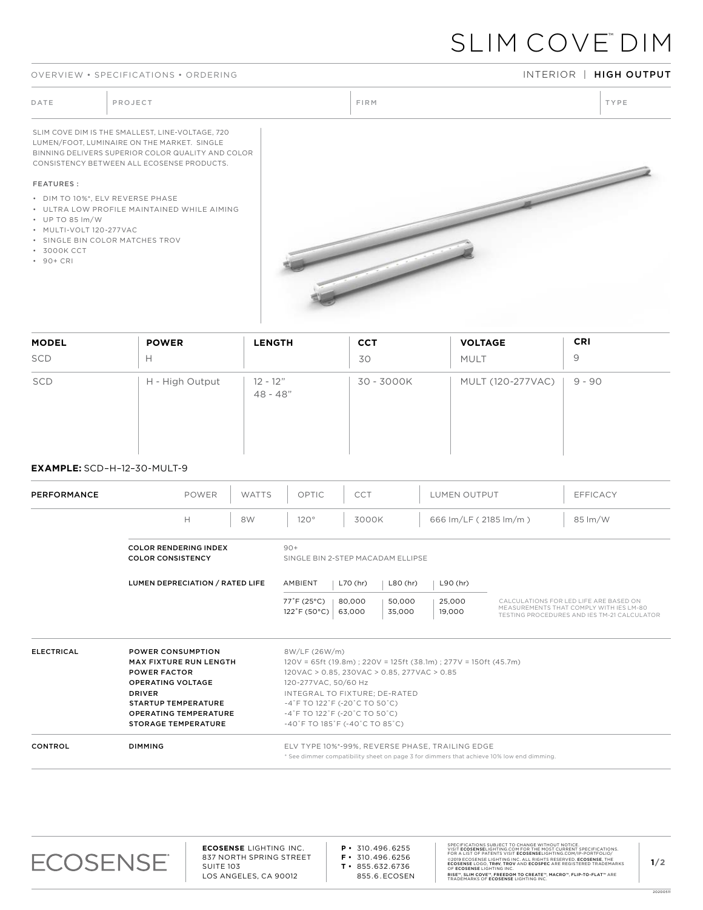# SLIM COVE™ DIM

OVERVIEW • SPECIFICATIONS • ORDERING

INTERIOR | **HIGH OUTPUT**

| DATE | PROJECT | FIRM | TYPE |
|---|---|---|---|
| | | | |

SLIM COVE DIM IS THE SMALLEST, LINE-VOLTAGE, 720 LUMEN/FOOT, LUMINAIRE ON THE MARKET. SINGLE BINNING DELIVERS SUPERIOR COLOR QUALITY AND COLOR CONSISTENCY BETWEEN ALL ECOSENSE PRODUCTS.

FEATURES :

- DIM TO 10%*, ELV REVERSE PHASE
- ULTRA LOW PROFILE MAINTAINED WHILE AIMING
- UP TO 85 lm/W
- MULTI-VOLT 120-277VAC
- SINGLE BIN COLOR MATCHES TROV
- 3000K CCT
- 90+ CRI

| **MODEL** | **POWER** | **LENGTH** | **CCT** | **VOLTAGE** | **CRI** |
|---|---|---|---|---|---|
| SCD | H | | 30 | MULT | 9 |
| SCD | H - High Output | 12 - 12"<br>48 - 48" | 30 - 3000K | MULT (120-277VAC) | 9 - 90 |

**EXAMPLE:** SCD–H–12–30-MULT-9

| **PERFORMANCE** | POWER | WATTS | OPTIC | CCT | LUMEN OUTPUT | EFFICACY |
|---|---|---|---|---|---|---|
| | H | 8W | 120° | 3000K | 666 lm/LF ( 2185 lm/m ) | 85 lm/W |

| | |
|---|---|
| **COLOR RENDERING INDEX** | 90+ |
| **COLOR CONSISTENCY** | SINGLE BIN 2-STEP MACADAM ELLIPSE |

**LUMEN DEPRECIATION / RATED LIFE**

| AMBIENT | L70 (hr) | L80 (hr) | L90 (hr) |
|---|---|---|---|
| 77˚F (25°C) | 80,000 | 50,000 | 25,000 |
| 122˚F (50°C) | 63,000 | 35,000 | 19,000 |

CALCULATIONS FOR LED LIFE ARE BASED ON MEASUREMENTS THAT COMPLY WITH IES LM-80 TESTING PROCEDURES AND IES TM-21 CALCULATOR

| | | |
|---|---|---|
| **ELECTRICAL** | **POWER CONSUMPTION** | 8W/LF (26W/m) |
| | **MAX FIXTURE RUN LENGTH** | 120V = 65ft (19.8m) ; 220V = 125ft (38.1m) ; 277V = 150ft (45.7m) |
| | **POWER FACTOR** | 120VAC > 0.85, 230VAC > 0.85, 277VAC > 0.85 |
| | **OPERATING VOLTAGE** | 120-277VAC, 50/60 Hz |
| | **DRIVER** | INTEGRAL TO FIXTURE; DE-RATED |
| | **STARTUP TEMPERATURE** | -4˚F TO 122˚F (-20˚C TO 50˚C) |
| | **OPERATING TEMPERATURE** | -4˚F TO 122˚F (-20˚C TO 50˚C) |
| | **STORAGE TEMPERATURE** | -40˚F TO 185˚F (-40˚C TO 85˚C) |
| **CONTROL** | **DIMMING** | ELV TYPE 10%*-99%, REVERSE PHASE, TRAILING EDGE |

\* See dimmer compatibility sheet on page 3 for dimmers that achieve 10% low end dimming.

ECOSENSE

**ECOSENSE** LIGHTING INC.
837 NORTH SPRING STREET
SUITE 103
LOS ANGELES, CA 90012

**P** • 310.496.6255
**F** • 310.496.6256
**T** • 855.632.6736
855.6.ECOSEN

SPECIFICATIONS SUBJECT TO CHANGE WITHOUT NOTICE. VISIT **ECOSENSE**LIGHTING.COM FOR THE MOST CURRENT SPECIFICATIONS. FOR A LIST OF PATENTS VISIT **ECOSENSE**LIGHTING.COM/IP-PORTFOLIO/ ©2019 ECOSENSE LIGHTING INC. ALL RIGHTS RESERVED. **ECOSENSE**, THE **ECOSENSE** LOGO, **TRoV**, **TROV** AND **ECOSPEC** ARE REGISTERED TRADEMARKS OF **ECOSENSE** LIGHTING INC. **RISE™**, **SLIM COVE™**, **FREEDOM TO CREATE™**, **MACRO™**, **FLIP-TO-FLAT™** ARE TRADEMARKS OF **ECOSENSE** LIGHTING INC.

20200511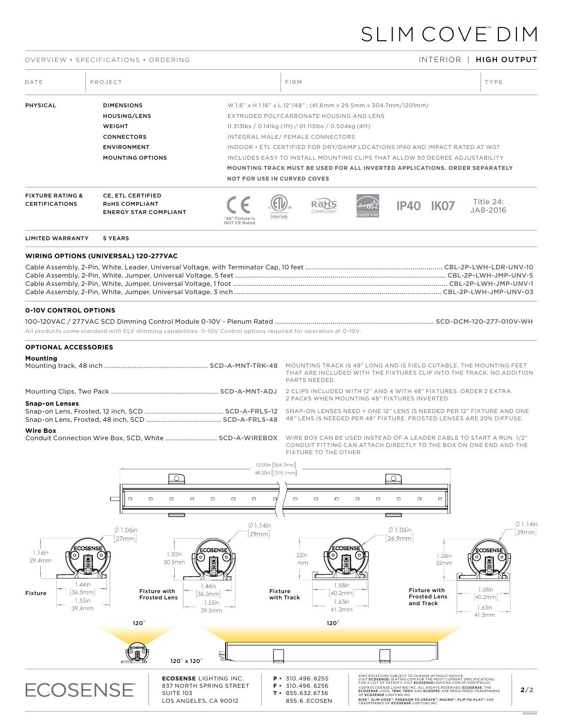# SLIM COVE™ DIM

OVERVIEW • SPECIFICATIONS • ORDERING

INTERIOR | **HIGH OUTPUT**

| DATE | PROJECT | FIRM | TYPE |
|---|---|---|---|
| | | | |

| | | |
|---|---|---|
| **PHYSICAL** | **DIMENSIONS** | W 1.6" x H 1.16" x L 12"/48" ; (41.6mm x 29.5mm x 304.7mm/1201mm) |
| | **HOUSING/LENS** | EXTRUDED POLYCARBONATE HOUSING AND LENS |
| | **WEIGHT** | 0.313lbs / 0.141kg (1ft) / 01.113lbs / 0.504kg (4ft) |
| | **CONNECTORS** | INTEGRAL MALE/ FEMALE CONNECTORS |
| | **ENVIRONMENT** | INDOOR • ETL CERTIFIED FOR DRY/DAMP LOCATIONS IP40 AND IMPACT RATED AT IK07 |
| | **MOUNTING OPTIONS** | INCLUDES EASY TO INSTALL MOUNTING CLIPS THAT ALLOW 50 DEGREE ADJUSTABILITY<br>**MOUNTING TRACK MUST BE USED FOR ALL INVERTED APPLICATIONS. ORDER SEPARATELY**<br>**NOT FOR USE IN CURVED COVES** |
| **FIXTURE RATING & CERTIFICATIONS** | **CE, ETL CERTIFIED**<br>**RoHS COMPLIANT**<br>**ENERGY STAR COMPLIANT** | CE ("48" Fixture is NOT CE Rated) • ETL Intertek • RoHS COMPLIANT • ENERGY STAR • IP40 • IK07 • Title 24: JA8-2016 |
| **LIMITED WARRANTY** | **5 YEARS** | |

## WIRING OPTIONS (UNIVERSAL) 120-277VAC

Cable Assembly, 2-Pin, White, Leader, Universal Voltage, with Terminator Cap, 10 feet .......... CBL-2P-LWH-LDR-UNV-10
Cable Assembly, 2-Pin, White, Jumper, Universal Voltage, 5 feet .......... CBL-2P-LWH-JMP-UNV-5
Cable Assembly, 2-Pin, White, Jumper, Universal Voltage, 1 foot .......... CBL-2P-LWH-JMP-UNV-1
Cable Assembly, 2-Pin, White, Jumper, Universal Voltage, 3 inch .......... CBL-2P-LWH-JMP-UNV-03

## 0-10V CONTROL OPTIONS

100-120VAC / 277VAC SCD Dimming Control Module 0-10V - Plenum Rated .......... SCD-DCM-120-277-010V-WH

All products come standard with ELV dimming capabilities. 0-10V Control options required for operation at 0-10V.

## OPTIONAL ACCESSORIES

**Mounting**

Mounting track, 48 inch .......... SCD-A-MNT-TRK-48 — MOUNTING TRACK IS 48" LONG AND IS FIELD CUTABLE. THE MOUNTING FEET THAT ARE INCLUDED WITH THE FIXTURES CLIP INTO THE TRACK. NO ADDITION PARTS NEEDED.

Mounting Clips, Two Pack .......... SCD-A-MNT-ADJ — 2 CLIPS INCLUDED WITH 12" AND 4 WITH 48" FIXTURES. ORDER 2 EXTRA 2 PACKS WHEN MOUNTING 48" FIXTURES INVERTED

**Snap-on Lenses**

Snap-on Lens, Frosted, 12 inch, SCD .......... SCD-A-FRLS-12
Snap-on Lens, Frosted, 48 inch, SCD .......... SCD-A-FRLS-48

SNAP-ON LENSES NEED = ONE 12" LENS IS NEEDED PER 12" FIXTURE AND ONE 48" LENS IS NEEDED PER 48" FIXTURE. FROSTED LENSES ARE 20% DIFFUSE.

**Wire Box**

Conduit Connection Wire Box, SCD, White .......... SCD-A-WIREBOX — WIRE BOX CAN BE USED INSTEAD OF A LEADER CABLE TO START A RUN. 1/2" CONDUIT FITTING CAN ATTACH DIRECTLY TO THE BOX ON ONE END AND THE FIXTURE TO THE OTHER

12.00in [304.7mm]
48.00in [1219.1mm]

**Fixture** — 1.16in 29.4mm; Ø1.06in [27mm]; 1.44in [36.5mm]; 1.55in 39.4mm

**Fixture with Frosted Lens** — 1.20in 30.5mm; Ø1.14in [29mm]; 1.44in [36.5mm]; 1.55in 39.5mm

**Fixture with Track** — 22in mm; Ø1.06in [26.9mm]; 1.58in [40.2mm]; 1.63in 41.3mm

**Fixture with Frosted Lens and Track** — 1.26in 32mm; Ø1.14in [29mm]; 1.58in [40.2mm]; 1.63in 41.3mm

120° | 120° x 120° | 120°

**ECOSENSE** LIGHTING INC.
837 NORTH SPRING STREET
SUITE 103
LOS ANGELES, CA 90012

P • 310.496.6255
F • 310.496.6256
T • 855.632.6736
855.6.ECOSEN

SPECIFICATIONS SUBJECT TO CHANGE WITHOUT NOTICE. VISIT **ECOSENSE**LIGHTING.COM FOR THE MOST CURRENT SPECIFICATIONS. FOR A LIST OF PATENTS VISIT **ECOSENSE**LIGHTING.COM/IP-PORTFOLIO/ ©2019 ECOSENSE LIGHTING INC. ALL RIGHTS RESERVED. **ECOSENSE**, THE **ECOSENSE** LOGO, **TROV**, **TROV** AND **ECOSPEC** ARE REGISTERED TRADEMARKS OF **ECOSENSE** LIGHTING INC. **RISE™, SLIM COVE™, FREEDOM TO CREATE™, MACRO™, FLIP-TO-FLAT™** ARE TRADEMARKS OF **ECOSENSE** LIGHTING INC.

20200511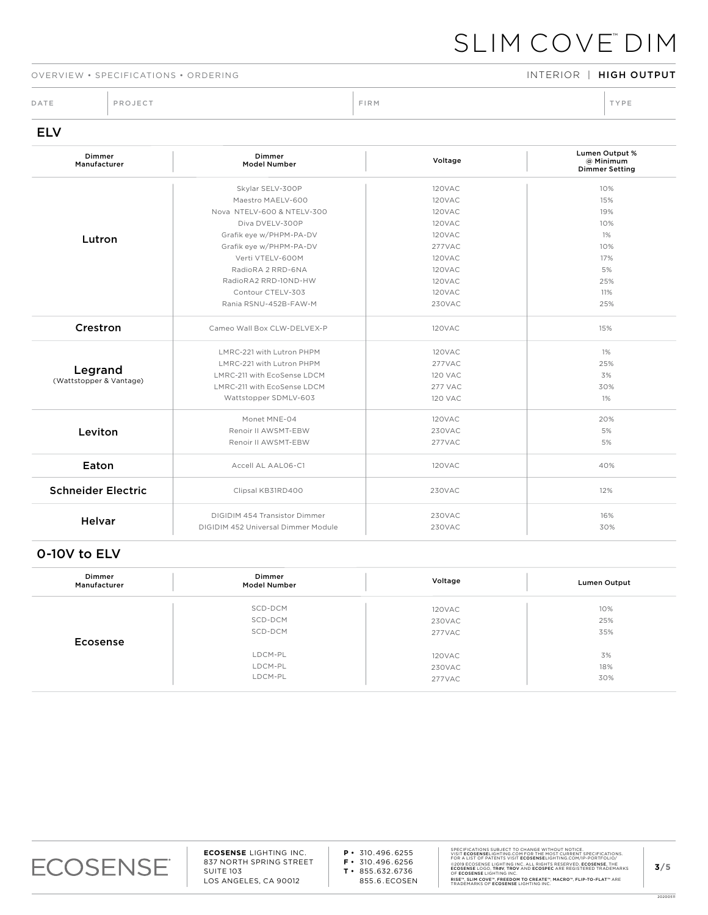## ELV

| Dimmer Manufacturer | Dimmer Model Number | Voltage | Lumen Output % @ Minimum Dimmer Setting |
|---|---|---|---|
| Lutron | Skylar SELV-300P | 120VAC | 10% |
| | Maestro MAELV-600 | 120VAC | 15% |
| | Nova NTELV-600 & NTELV-300 | 120VAC | 19% |
| | Diva DVELV-300P | 120VAC | 10% |
| | Grafik eye w/PHPM-PA-DV | 120VAC | 1% |
| | Grafik eye w/PHPM-PA-DV | 277VAC | 10% |
| | Verti VTELV-600M | 120VAC | 17% |
| | RadioRA 2 RRD-6NA | 120VAC | 5% |
| | RadioRA2 RRD-10ND-HW | 120VAC | 25% |
| | Contour CTELV-303 | 120VAC | 11% |
| | Rania RSNU-452B-FAW-M | 230VAC | 25% |
| Crestron | Cameo Wall Box CLW-DELVEX-P | 120VAC | 15% |
| Legrand (Wattstopper & Vantage) | LMRC-221 with Lutron PHPM | 120VAC | 1% |
| | LMRC-221 with Lutron PHPM | 277VAC | 25% |
| | LMRC-211 with EcoSense LDCM | 120 VAC | 3% |
| | LMRC-211 with EcoSense LDCM | 277 VAC | 30% |
| | Wattstopper SDMLV-603 | 120 VAC | 1% |
| Leviton | Monet MNE-04 | 120VAC | 20% |
| | Renoir II AWSMT-EBW | 230VAC | 5% |
| | Renoir II AWSMT-EBW | 277VAC | 5% |
| Eaton | Accell AL AAL06-C1 | 120VAC | 40% |
| Schneider Electric | Clipsal KB31RD400 | 230VAC | 12% |
| Helvar | DIGIDIM 454 Transistor Dimmer | 230VAC | 16% |
| | DIGIDIM 452 Universal Dimmer Module | 230VAC | 30% |

## 0-10V to ELV

| Dimmer Manufacturer | Dimmer Model Number | Voltage | Lumen Output |
|---|---|---|---|
| Ecosense | SCD-DCM | 120VAC | 10% |
| | SCD-DCM | 230VAC | 25% |
| | SCD-DCM | 277VAC | 35% |
| | LDCM-PL | 120VAC | 3% |
| | LDCM-PL | 230VAC | 18% |
| | LDCM-PL | 277VAC | 30% |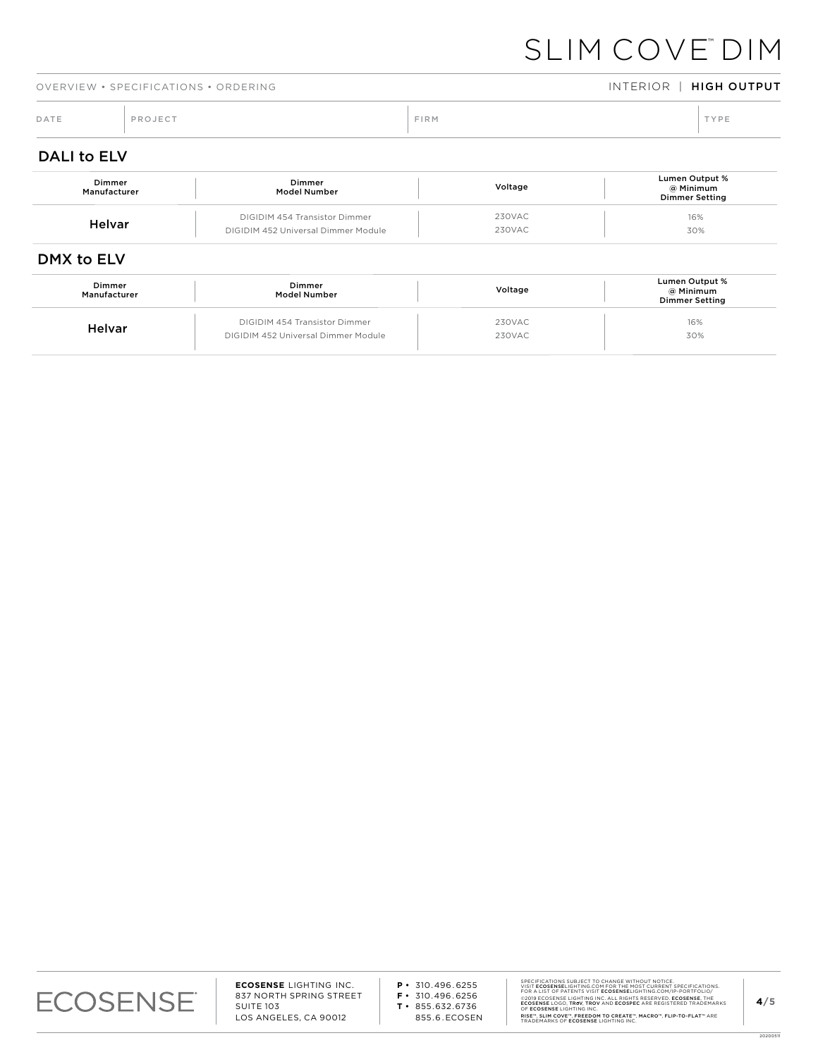## DALI to ELV

| Dimmer Manufacturer | Dimmer Model Number | Voltage | Lumen Output % @ Minimum Dimmer Setting |
|---|---|---|---|
| Helvar | DIGIDIM 454 Transistor Dimmer | 230VAC | 16% |
| | DIGIDIM 452 Universal Dimmer Module | 230VAC | 30% |

## DMX to ELV

| Dimmer Manufacturer | Dimmer Model Number | Voltage | Lumen Output % @ Minimum Dimmer Setting |
|---|---|---|---|
| Helvar | DIGIDIM 454 Transistor Dimmer | 230VAC | 16% |
| | DIGIDIM 452 Universal Dimmer Module | 230VAC | 30% |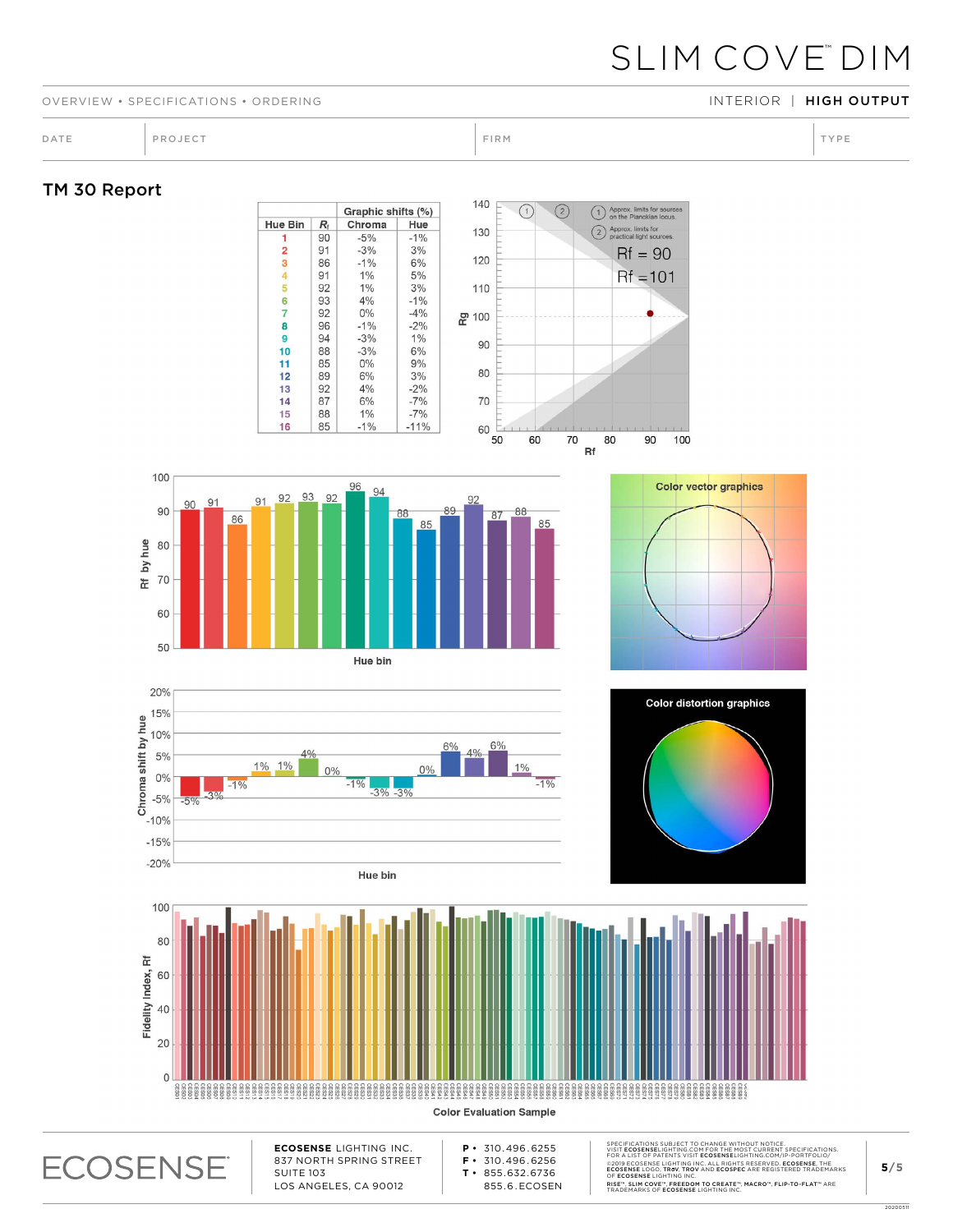# SLIM COVE™ DIM

OVERVIEW • SPECIFICATIONS • ORDERING

INTERIOR | **HIGH OUTPUT**

| DATE | PROJECT | FIRM | TYPE |
|---|---|---|---|
| | | | |

## TM 30 Report

| Hue Bin | $R_f$ | Graphic shifts (%) Chroma | Hue |
|---|---|---|---|
| 1 | 90 | -5% | -1% |
| 2 | 91 | -3% | 3% |
| 3 | 86 | -1% | 6% |
| 4 | 91 | 1% | 5% |
| 5 | 92 | 1% | 3% |
| 6 | 93 | 4% | -1% |
| 7 | 92 | 0% | -4% |
| 8 | 96 | -1% | -2% |
| 9 | 94 | -3% | 1% |
| 10 | 88 | -3% | 6% |
| 11 | 85 | 0% | 9% |
| 12 | 89 | 6% | 3% |
| 13 | 92 | 4% | -2% |
| 14 | 87 | 6% | -7% |
| 15 | 88 | 1% | -7% |
| 16 | 85 | -1% | -11% |

1 Approx. limits for sources on the Planckian locus.
2 Approx. limits for practical light sources.
Rf = 90
Rf = 101
Rg
Rf

Rf by hue
Hue bin
90 91 86 91 92 93 92 96 94 88 85 89 92 87 88 85

Color vector graphics

Chroma shift by hue
Hue bin
-5% -3% -1% 1% 1% 4% 0% -1% -3% -3% 0% 6% 4% 6% 1% -1%

Color distortion graphics

Fidelity Index, Rf
Color Evaluation Sample

**ECOSENSE** LIGHTING INC.
837 NORTH SPRING STREET
SUITE 103
LOS ANGELES, CA 90012

P • 310.496.6255
F • 310.496.6256
T • 855.632.6736
855.6.ECOSEN

SPECIFICATIONS SUBJECT TO CHANGE WITHOUT NOTICE. VISIT **ECOSENSE**LIGHTING.COM FOR THE MOST CURRENT SPECIFICATIONS. FOR A LIST OF PATENTS VISIT **ECOSENSE**LIGHTING.COM/IP-PORTFOLIO/
©2019 ECOSENSE LIGHTING INC. ALL RIGHTS RESERVED. **ECOSENSE**, THE **ECOSENSE** LOGO, **TROV**, **TROV** AND **ECOSPEC** ARE REGISTERED TRADEMARKS OF **ECOSENSE** LIGHTING INC.
**RISE™, SLIM COVE™, FREEDOM TO CREATE™, MACRO™, FLIP-TO-FLAT™** ARE TRADEMARKS OF **ECOSENSE** LIGHTING INC.

20200511